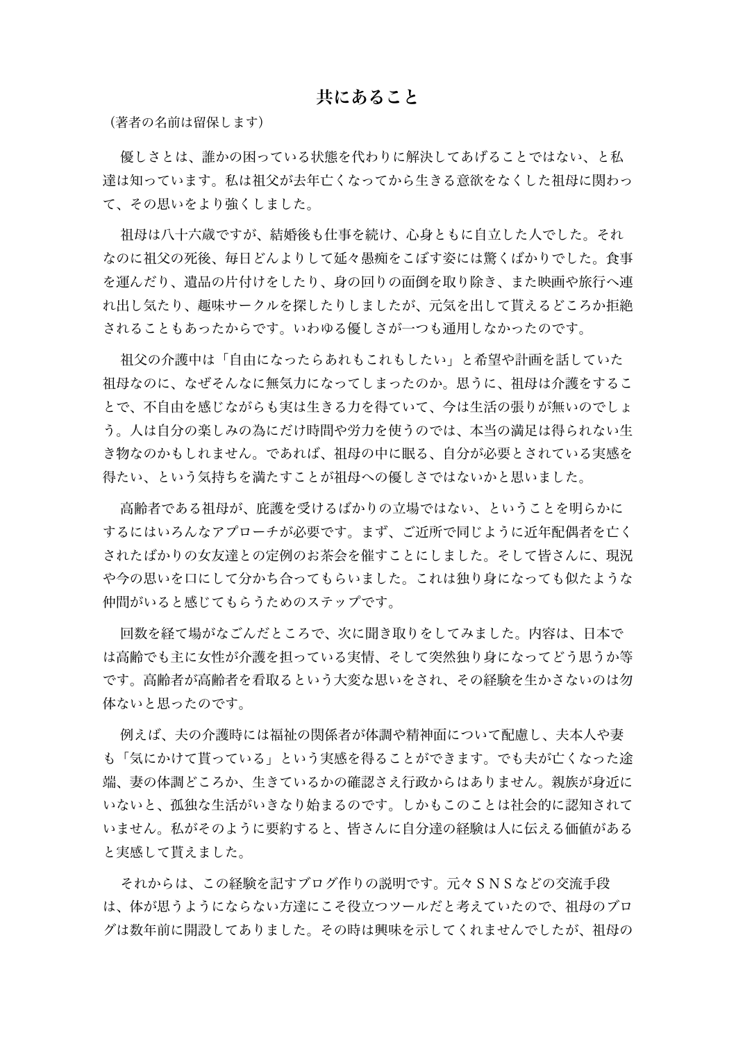# 共にあること

（著者の名前は留保します）

優しさとは、誰かの困っている状態を代わりに解決してあげることではない、と私達は知っています。私は祖父が去年亡くなってから生きる意欲をなくした祖母に関わって、その思いをより強くしました。

祖母は八十六歳ですが、結婚後も仕事を続け、心身ともに自立した人でした。それなのに祖父の死後、毎日どんよりして延々愚痴をこぼす姿には驚くばかりでした。食事を運んだり、遺品の片付けをしたり、身の回りの面倒を取り除き、また映画や旅行へ連れ出し気たり、趣味サークルを探したりしましたが、元気を出して貰えるどころか拒絶されることもあったからです。いわゆる優しさが一つも通用しなかったのです。

祖父の介護中は「自由になったらあれもこれもしたい」と希望や計画を話していた祖母なのに、なぜそんなに無気力になってしまったのか。思うに、祖母は介護をすることで、不自由を感じながらも実は生きる力を得ていて、今は生活の張りが無いのでしょう。人は自分の楽しみの為にだけ時間や労力を使うのでは、本当の満足は得られない生き物なのかもしれません。であれば、祖母の中に眠る、自分が必要とされている実感を得たい、という気持ちを満たすことが祖母への優しさではないかと思いました。

高齢者である祖母が、庇護を受けるばかりの立場ではない、ということを明らかにするにはいろんなアプローチが必要です。まず、ご近所で同じように近年配偶者を亡くされたばかりの女友達との定例のお茶会を催すことにしました。そして皆さんに、現況や今の思いを口にして分かち合ってもらいました。これは独り身になっても似たような仲間がいると感じてもらうためのステップです。

回数を経て場がなごんだところで、次に聞き取りをしてみました。内容は、日本では高齢でも主に女性が介護を担っている実情、そして突然独り身になってどう思うか等です。高齢者が高齢者を看取るという大変な思いをされ、その経験を生かさないのは勿体ないと思ったのです。

例えば、夫の介護時には福祉の関係者が体調や精神面について配慮し、夫本人や妻も「気にかけて貰っている」という実感を得ることができます。でも夫が亡くなった途端、妻の体調どころか、生きているかの確認さえ行政からはありません。親族が身近にいないと、孤独な生活がいきなり始まるのです。しかもこのことは社会的に認知されていません。私がそのように要約すると、皆さんに自分達の経験は人に伝える価値があると実感して貰えました。

それからは、この経験を記すブログ作りの説明です。元々ＳＮＳなどの交流手段は、体が思うようにならない方達にこそ役立つツールだと考えていたので、祖母のブログは数年前に開設してありました。その時は興味を示してくれませんでしたが、祖母の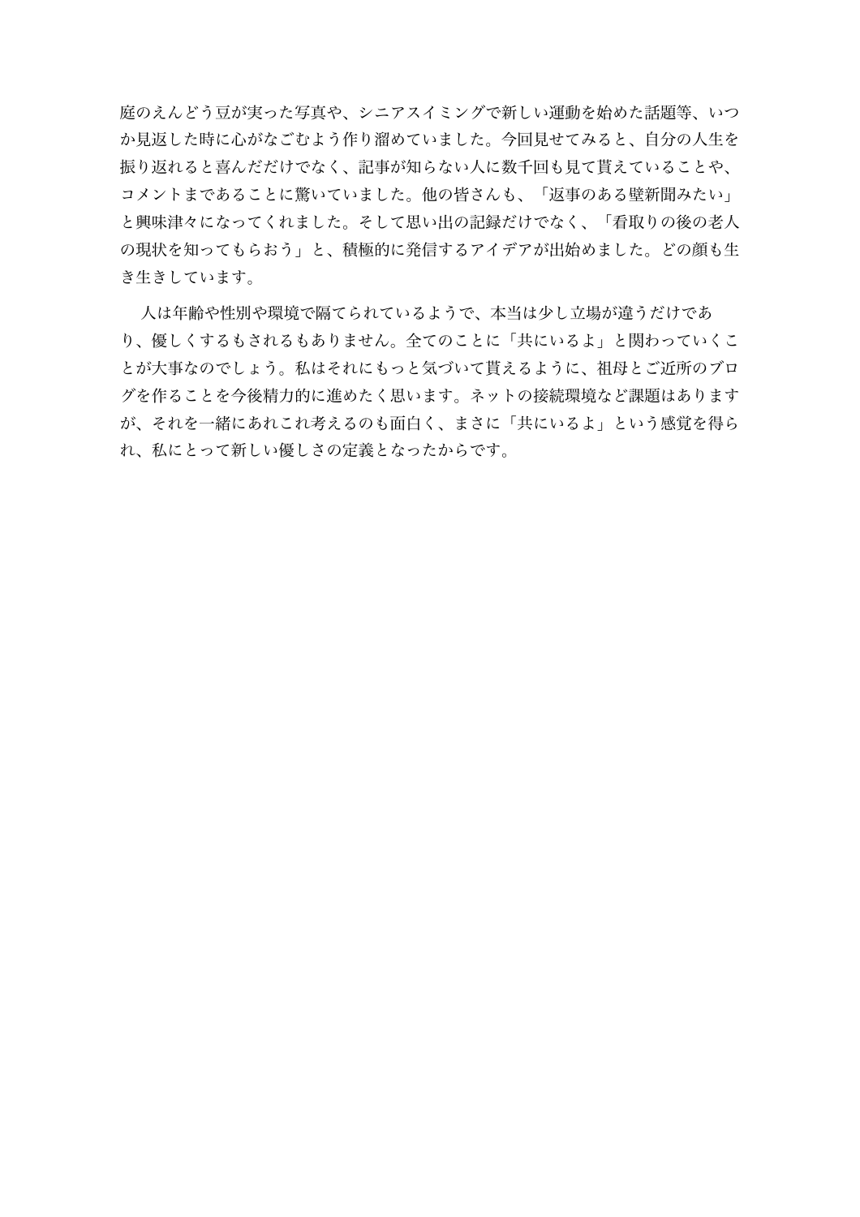庭のえんどう豆が実った写真や、シニアスイミングで新しい運動を始めた話題等、いつか見返した時に心がなごむよう作り溜めていました。今回見せてみると、自分の人生を振り返れると喜んだだけでなく、記事が知らない人に数千回も見て貰えていることや、コメントまであることに驚いていました。他の皆さんも、「返事のある壁新聞みたい」と興味津々になってくれました。そして思い出の記録だけでなく、「看取りの後の老人の現状を知ってもらおう」と、積極的に発信するアイデアが出始めました。どの顔も生き生きしています。

人は年齢や性別や環境で隔てられているようで、本当は少し立場が違うだけであり、優しくするもされるもありません。全てのことに「共にいるよ」と関わっていくことが大事なのでしょう。私はそれにもっと気づいて貰えるように、祖母とご近所のブログを作ることを今後精力的に進めたく思います。ネットの接続環境など課題はありますが、それを一緒にあれこれ考えるのも面白く、まさに「共にいるよ」という感覚を得られ、私にとって新しい優しさの定義となったからです。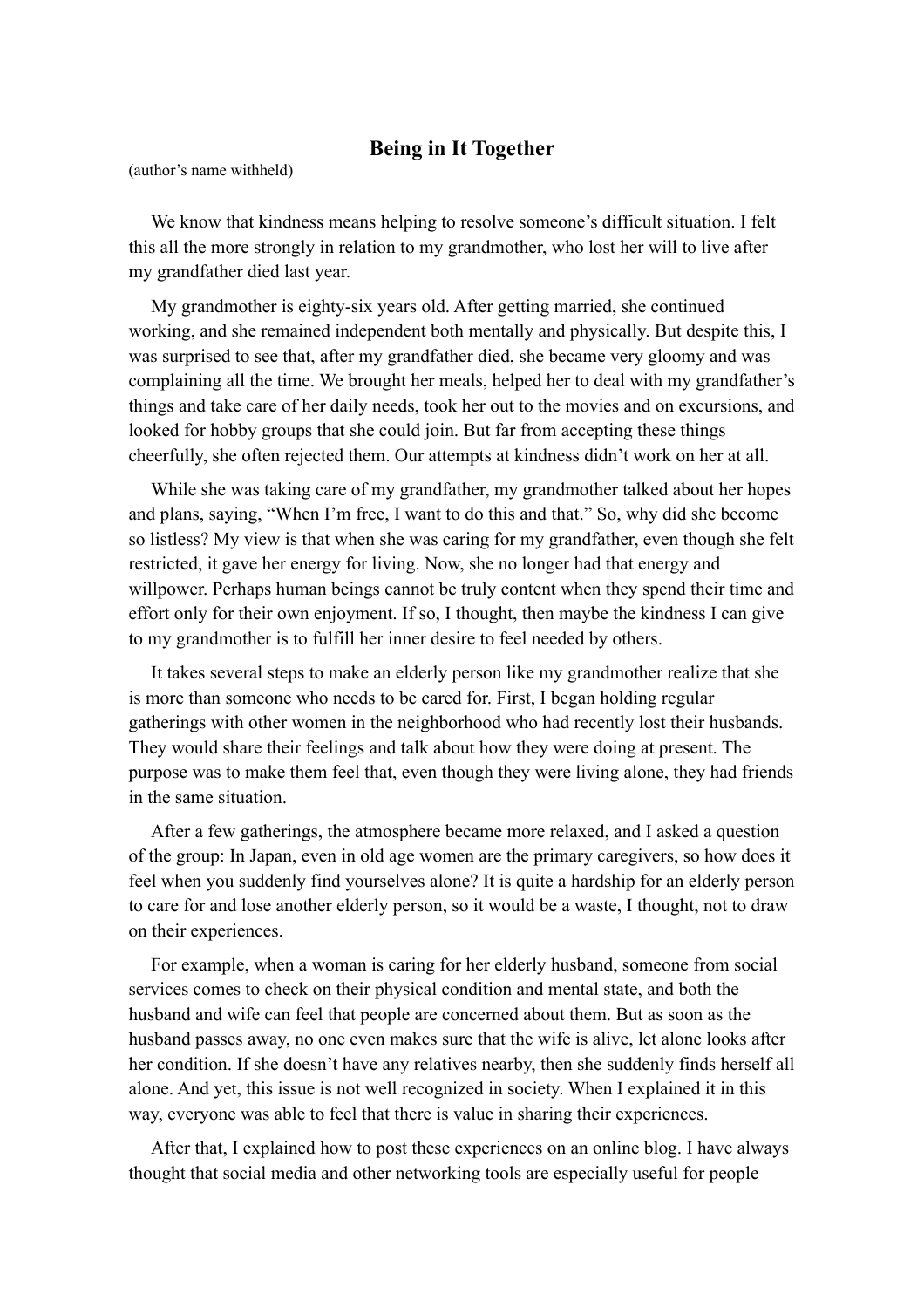# Being in It Together

(author's name withheld)

We know that kindness means helping to resolve someone's difficult situation. I felt this all the more strongly in relation to my grandmother, who lost her will to live after my grandfather died last year.

My grandmother is eighty-six years old. After getting married, she continued working, and she remained independent both mentally and physically. But despite this, I was surprised to see that, after my grandfather died, she became very gloomy and was complaining all the time. We brought her meals, helped her to deal with my grandfather's things and take care of her daily needs, took her out to the movies and on excursions, and looked for hobby groups that she could join. But far from accepting these things cheerfully, she often rejected them. Our attempts at kindness didn't work on her at all.

While she was taking care of my grandfather, my grandmother talked about her hopes and plans, saying, "When I'm free, I want to do this and that." So, why did she become so listless? My view is that when she was caring for my grandfather, even though she felt restricted, it gave her energy for living. Now, she no longer had that energy and willpower. Perhaps human beings cannot be truly content when they spend their time and effort only for their own enjoyment. If so, I thought, then maybe the kindness I can give to my grandmother is to fulfill her inner desire to feel needed by others.

It takes several steps to make an elderly person like my grandmother realize that she is more than someone who needs to be cared for. First, I began holding regular gatherings with other women in the neighborhood who had recently lost their husbands. They would share their feelings and talk about how they were doing at present. The purpose was to make them feel that, even though they were living alone, they had friends in the same situation.

After a few gatherings, the atmosphere became more relaxed, and I asked a question of the group: In Japan, even in old age women are the primary caregivers, so how does it feel when you suddenly find yourselves alone? It is quite a hardship for an elderly person to care for and lose another elderly person, so it would be a waste, I thought, not to draw on their experiences.

For example, when a woman is caring for her elderly husband, someone from social services comes to check on their physical condition and mental state, and both the husband and wife can feel that people are concerned about them. But as soon as the husband passes away, no one even makes sure that the wife is alive, let alone looks after her condition. If she doesn't have any relatives nearby, then she suddenly finds herself all alone. And yet, this issue is not well recognized in society. When I explained it in this way, everyone was able to feel that there is value in sharing their experiences.

After that, I explained how to post these experiences on an online blog. I have always thought that social media and other networking tools are especially useful for people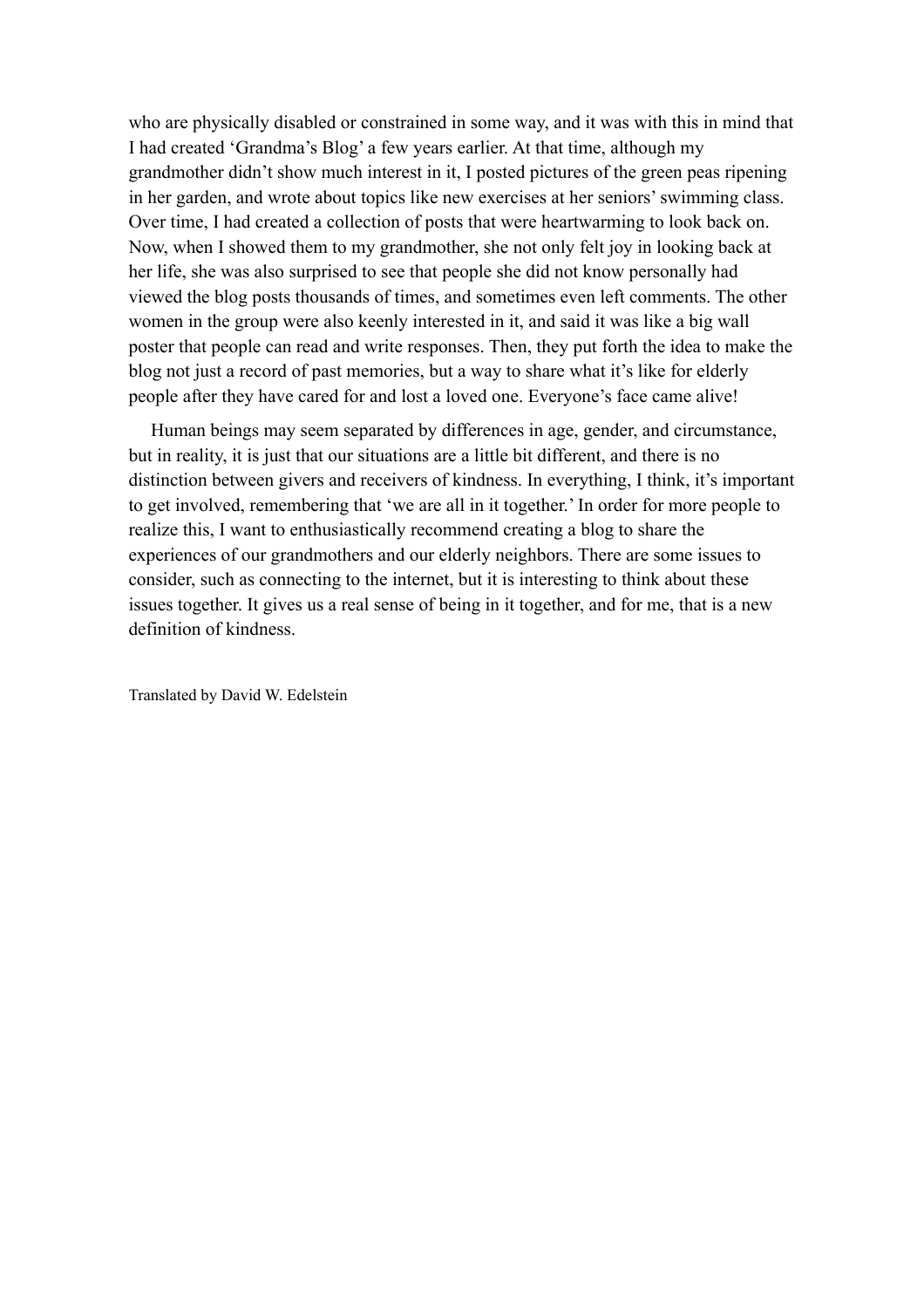who are physically disabled or constrained in some way, and it was with this in mind that I had created 'Grandma's Blog' a few years earlier. At that time, although my grandmother didn't show much interest in it, I posted pictures of the green peas ripening in her garden, and wrote about topics like new exercises at her seniors' swimming class. Over time, I had created a collection of posts that were heartwarming to look back on. Now, when I showed them to my grandmother, she not only felt joy in looking back at her life, she was also surprised to see that people she did not know personally had viewed the blog posts thousands of times, and sometimes even left comments. The other women in the group were also keenly interested in it, and said it was like a big wall poster that people can read and write responses. Then, they put forth the idea to make the blog not just a record of past memories, but a way to share what it's like for elderly people after they have cared for and lost a loved one. Everyone's face came alive!

Human beings may seem separated by differences in age, gender, and circumstance, but in reality, it is just that our situations are a little bit different, and there is no distinction between givers and receivers of kindness. In everything, I think, it's important to get involved, remembering that 'we are all in it together.' In order for more people to realize this, I want to enthusiastically recommend creating a blog to share the experiences of our grandmothers and our elderly neighbors. There are some issues to consider, such as connecting to the internet, but it is interesting to think about these issues together. It gives us a real sense of being in it together, and for me, that is a new definition of kindness.

Translated by David W. Edelstein